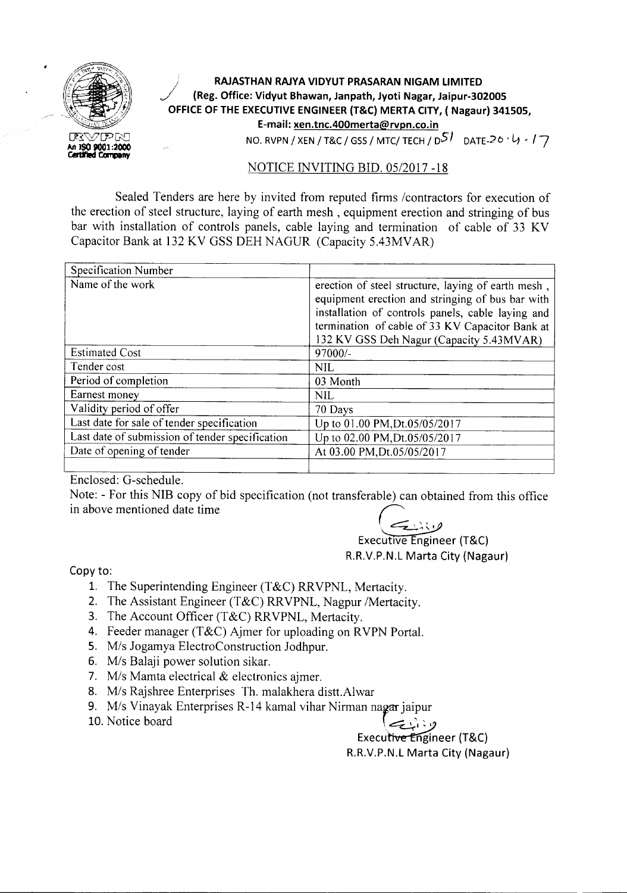RVPN
An ISO 9001:2000 Certified Company

**RAJASTHAN RAJYA VIDYUT PRASARAN NIGAM LIMITED**
**(Reg. Office: Vidyut Bhawan, Janpath, Jyoti Nagar, Jaipur-302005**
**OFFICE OF THE EXECUTIVE ENGINEER (T&C) MERTA CITY, ( Nagaur) 341505,**
**E-mail: xen.tnc.400merta@rvpn.co.in**

NO. RVPN / XEN / T&C / GSS / MTC/ TECH / D51 DATE-20 · 4 · 17

## NOTICE INVITING BID. 05/2017 -18

Sealed Tenders are here by invited from reputed firms /contractors for execution of the erection of steel structure, laying of earth mesh , equipment erection and stringing of bus bar with installation of controls panels, cable laying and termination of cable of 33 KV Capacitor Bank at 132 KV GSS DEH NAGUR (Capacity 5.43MVAR)

| Specification Number | |
|---|---|
| Name of the work | erection of steel structure, laying of earth mesh , equipment erection and stringing of bus bar with installation of controls panels, cable laying and termination of cable of 33 KV Capacitor Bank at 132 KV GSS Deh Nagur (Capacity 5.43MVAR) |
| Estimated Cost | 97000/- |
| Tender cost | NIL |
| Period of completion | 03 Month |
| Earnest money | NIL |
| Validity period of offer | 70 Days |
| Last date for sale of tender specification | Up to 01.00 PM,Dt.05/05/2017 |
| Last date of submission of tender specification | Up to 02.00 PM,Dt.05/05/2017 |
| Date of opening of tender | At 03.00 PM,Dt.05/05/2017 |
| | |

Enclosed: G-schedule.

Note: - For this NIB copy of bid specification (not transferable) can obtained from this office in above mentioned date time

Executive Engineer (T&C)
R.R.V.P.N.L Marta City (Nagaur)

Copy to:

1. The Superintending Engineer (T&C) RRVPNL, Mertacity.
2. The Assistant Engineer (T&C) RRVPNL, Nagpur /Mertacity.
3. The Account Officer (T&C) RRVPNL, Mertacity.
4. Feeder manager (T&C) Ajmer for uploading on RVPN Portal.
5. M/s Jogamya ElectroConstruction Jodhpur.
6. M/s Balaji power solution sikar.
7. M/s Mamta electrical & electronics ajmer.
8. M/s Rajshree Enterprises Th. malakhera distt.Alwar
9. M/s Vinayak Enterprises R-14 kamal vihar Nirman nagar jaipur
10. Notice board

Executive Engineer (T&C)
R.R.V.P.N.L Marta City (Nagaur)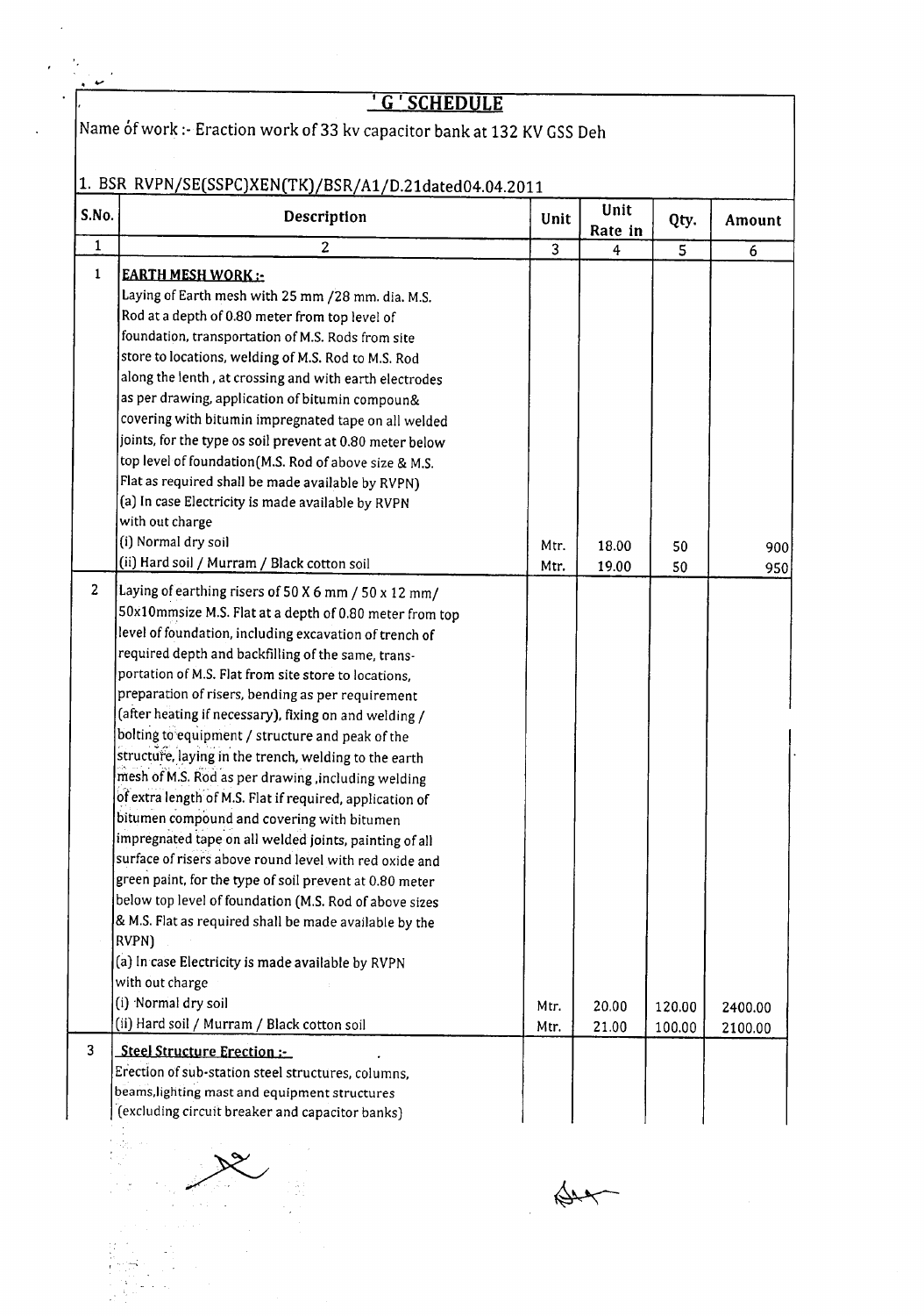# ' G ' SCHEDULE

Name of work :- Eraction work of 33 kv capacitor bank at 132 KV GSS Deh

1. BSR RVPN/SE(SSPC)XEN(TK)/BSR/A1/D.21dated04.04.2011

| S.No. | Description | Unit | Unit Rate in | Qty. | Amount |
|---|---|---|---|---|---|
| 1 | 2 | 3 | 4 | 5 | 6 |
| 1 | **EARTH MESH WORK :-** Laying of Earth mesh with 25 mm /28 mm. dia. M.S. Rod at a depth of 0.80 meter from top level of foundation, transportation of M.S. Rods from site store to locations, welding of M.S. Rod to M.S. Rod along the lenth , at crossing and with earth electrodes as per drawing, application of bitumin compoun& covering with bitumin impregnated tape on all welded joints, for the type os soil prevent at 0.80 meter below top level of foundation(M.S. Rod of above size & M.S. Flat as required shall be made available by RVPN) (a) In case Electricity is made available by RVPN with out charge | | | | |
| | (i) Normal dry soil | Mtr. | 18.00 | 50 | 900 |
| | (ii) Hard soil / Murram / Black cotton soil | Mtr. | 19.00 | 50 | 950 |
| 2 | Laying of earthing risers of 50 X 6 mm / 50 x 12 mm/ 50x10mmsize M.S. Flat at a depth of 0.80 meter from top level of foundation, including excavation of trench of required depth and backfilling of the same, transportation of M.S. Flat from site store to locations, preparation of risers, bending as per requirement (after heating if necessary), fixing on and welding / bolting to equipment / structure and peak of the structure, laying in the trench, welding to the earth mesh of M.S. Rod as per drawing ,including welding of extra length of M.S. Flat if required, application of bitumen compound and covering with bitumen impregnated tape on all welded joints, painting of all surface of risers above round level with red oxide and green paint, for the type of soil prevent at 0.80 meter below top level of foundation (M.S. Rod of above sizes & M.S. Flat as required shall be made available by the RVPN) (a) In case Electricity is made available by RVPN with out charge | | | | |
| | (i) Normal dry soil | Mtr. | 20.00 | 120.00 | 2400.00 |
| | (ii) Hard soil / Murram / Black cotton soil | Mtr. | 21.00 | 100.00 | 2100.00 |
| 3 | **Steel Structure Erection :-** Erection of sub-station steel structures, columns, beams,lighting mast and equipment structures (excluding circuit breaker and capacitor banks) | | | | |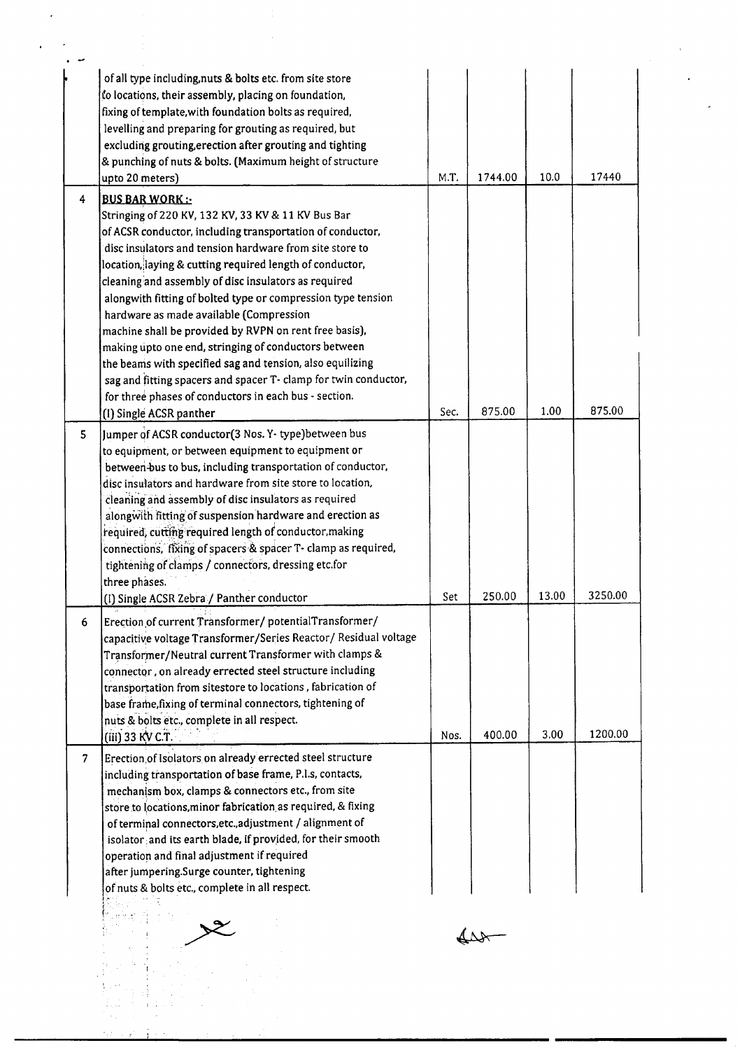| | | | | | |
|---|---|---|---|---|---|
| | of all type including,nuts & bolts etc. from site store to locations, their assembly, placing on foundation, fixing of template,with foundation bolts as required, levelling and preparing for grouting as required, but excluding grouting,erection after grouting and tighting & punching of nuts & bolts. (Maximum height of structure upto 20 meters) | M.T. | 1744.00 | 10.0 | 17440 |
| 4 | **BUS BAR WORK :-**<br>Stringing of 220 KV, 132 KV, 33 KV & 11 KV Bus Bar of ACSR conductor, including transportation of conductor, disc insulators and tension hardware from site store to location, laying & cutting required length of conductor, cleaning and assembly of disc insulators as required alongwith fitting of bolted type or compression type tension hardware as made available (Compression machine shall be provided by RVPN on rent free basis), making upto one end, stringing of conductors between the beams with specified sag and tension, also equilizing sag and fitting spacers and spacer T- clamp for twin conductor, for three phases of conductors in each bus - section.<br>(I) Single ACSR panther | Sec. | 875.00 | 1.00 | 875.00 |
| 5 | Jumper of ACSR conductor(3 Nos. Y- type)between bus to equipment, or between equipment to equipment or between bus to bus, including transportation of conductor, disc insulators and hardware from site store to location, cleaning and assembly of disc insulators as required alongwith fitting of suspension hardware and erection as required, cutting required length of conductor,making connections, fixing of spacers & spacer T- clamp as required, tightening of clamps / connectors, dressing etc.for three phases.<br>(I) Single ACSR Zebra / Panther conductor | Set | 250.00 | 13.00 | 3250.00 |
| 6 | Erection of current Transformer/ potentialTransformer/ capacitive voltage Transformer/Series Reactor/ Residual voltage Transformer/Neutral current Transformer with clamps & connector , on already errected steel structure including transportation from sitestore to locations , fabrication of base frame,fixing of terminal connectors, tightening of nuts & bolts etc., complete in all respect.<br>(iii) 33 KV C.T. | Nos. | 400.00 | 3.00 | 1200.00 |
| 7 | Erection of Isolators on already errected steel structure including transportation of base frame, P.I.s, contacts, mechanism box, clamps & connectors etc., from site store to locations,minor fabrication as required, & fixing of terminal connectors,etc.,adjustment / alignment of isolator and its earth blade, if provided, for their smooth operation and final adjustment if required after jumpering.Surge counter, tightening of nuts & bolts etc., complete in all respect. | | | | |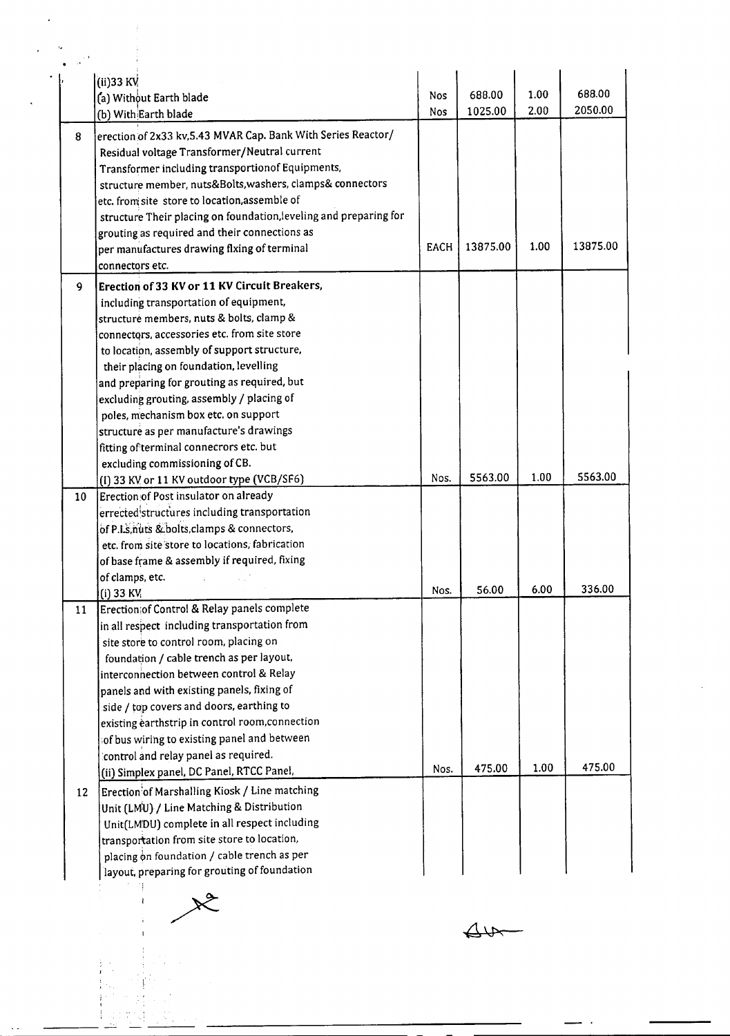|  |  |  |  |  |  |
|---|---|---|---|---|---|
|  | (ii)33 KV<br>(a) Without Earth blade<br>(b) With Earth blade | Nos<br>Nos | 688.00<br>1025.00 | 1.00<br>2.00 | 688.00<br>2050.00 |
| 8 | erection of 2x33 kv,5.43 MVAR Cap. Bank With Series Reactor/ Residual voltage Transformer/Neutral current Transformer including transportionof Equipments, structure member, nuts&Bolts,washers, clamps& connectors etc. from site store to location,assemble of structure Their placing on foundation,leveling and preparing for grouting as required and their connections as per manufactures drawing fixing of terminal connectors etc. | EACH | 13875.00 | 1.00 | 13875.00 |
| 9 | **Erection of 33 KV or 11 KV Circuit Breakers,** including transportation of equipment, structure members, nuts & bolts, clamp & connectors, accessories etc. from site store to location, assembly of support structure, their placing on foundation, levelling and preparing for grouting as required, but excluding grouting, assembly / placing of poles, mechanism box etc. on support structure as per manufacture's drawings fitting of terminal connecrors etc. but excluding commissioning of CB.<br>(I) 33 KV or 11 KV outdoor type (VCB/SF6) | Nos. | 5563.00 | 1.00 | 5563.00 |
| 10 | Erection of Post insulator on already errected structures including transportation of P.I.s,nuts & bolts,clamps & connectors, etc. from site store to locations, fabrication of base frame & assembly if required, fixing of clamps, etc.<br>(i) 33 KV | Nos. | 56.00 | 6.00 | 336.00 |
| 11 | Erection of Control & Relay panels complete in all respect including transportation from site store to control room, placing on foundation / cable trench as per layout, interconnection between control & Relay panels and with existing panels, fixing of side / top covers and doors, earthing to existing earthstrip in control room,connection of bus wiring to existing panel and between control and relay panel as required.<br>(ii) Simplex panel, DC Panel, RTCC Panel, | Nos. | 475.00 | 1.00 | 475.00 |
| 12 | Erection of Marshalling Kiosk / Line matching Unit (LMU) / Line Matching & Distribution Unit(LMDU) complete in all respect including transportation from site store to location, placing on foundation / cable trench as per layout, preparing for grouting of foundation |  |  |  |  |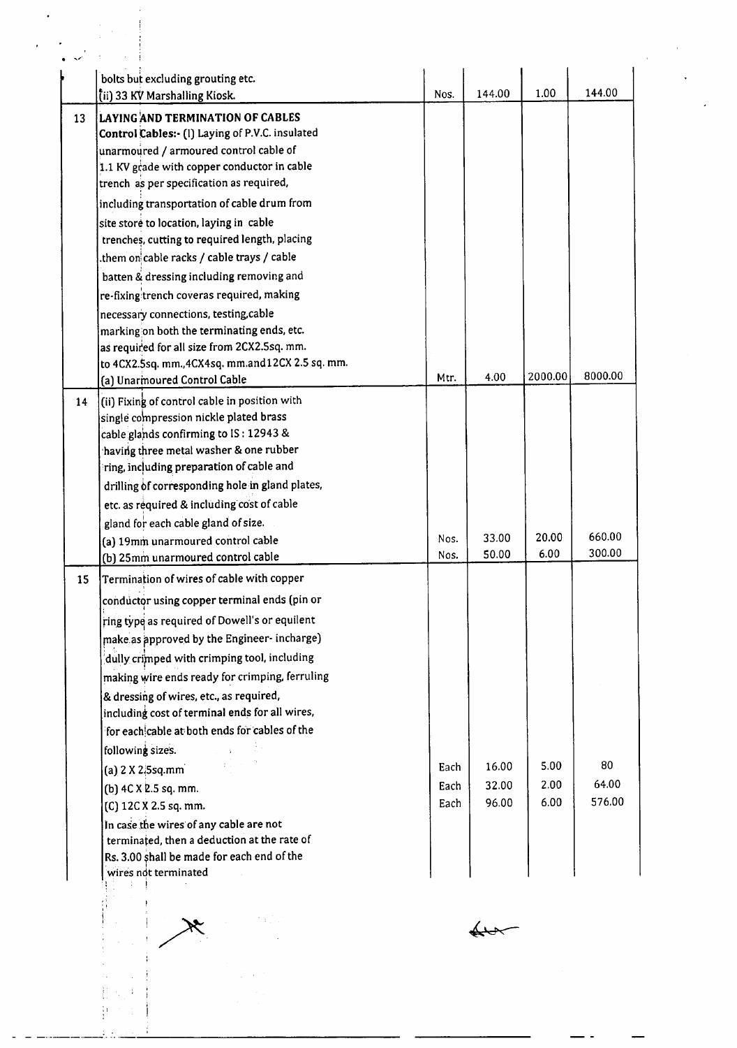|  |  |  |  |  |  |
|---|---|---|---|---|---|
|  | bolts but excluding grouting etc.<br>(ii) 33 KV Marshalling Kiosk. | Nos. | 144.00 | 1.00 | 144.00 |
| 13 | **LAYING AND TERMINATION OF CABLES**<br>**Control Cables:-** (I) Laying of P.V.C. insulated unarmoured / armoured control cable of 1.1 KV grade with copper conductor in cable trench as per specification as required, including transportation of cable drum from site store to location, laying in cable trenches, cutting to required length, placing .them on cable racks / cable trays / cable batten & dressing including removing and re-fixing trench coveras required, making necessary connections, testing,cable marking on both the terminating ends, etc. as required for all size from 2CX2.5sq. mm. to 4CX2.5sq. mm.,4CX4sq. mm.and12CX 2.5 sq. mm.<br>(a) Unarmoured Control Cable | Mtr. | 4.00 | 2000.00 | 8000.00 |
| 14 | (ii) Fixing of control cable in position with single compression nickle plated brass cable glands confirming to IS : 12943 & having three metal washer & one rubber ring, including preparation of cable and drilling of corresponding hole in gland plates, etc. as required & including cost of cable gland for each cable gland of size.<br>(a) 19mm unarmoured control cable | Nos. | 33.00 | 20.00 | 660.00 |
|  | (b) 25mm unarmoured control cable | Nos. | 50.00 | 6.00 | 300.00 |
| 15 | Termination of wires of cable with copper conductor using copper terminal ends (pin or ring type as required of Dowell's or equilent make as approved by the Engineer- incharge) dully crimped with crimping tool, including making wire ends ready for crimping, ferruling & dressing of wires, etc., as required, including cost of terminal ends for all wires, for each cable at both ends for cables of the following sizes.<br>(a) 2 X 2.5sq.mm | Each | 16.00 | 5.00 | 80 |
|  | (b) 4C X 2.5 sq. mm. | Each | 32.00 | 2.00 | 64.00 |
|  | (C) 12C X 2.5 sq. mm. | Each | 96.00 | 6.00 | 576.00 |
|  | In case the wires of any cable are not terminated, then a deduction at the rate of Rs. 3.00 shall be made for each end of the wires not terminated |  |  |  |  |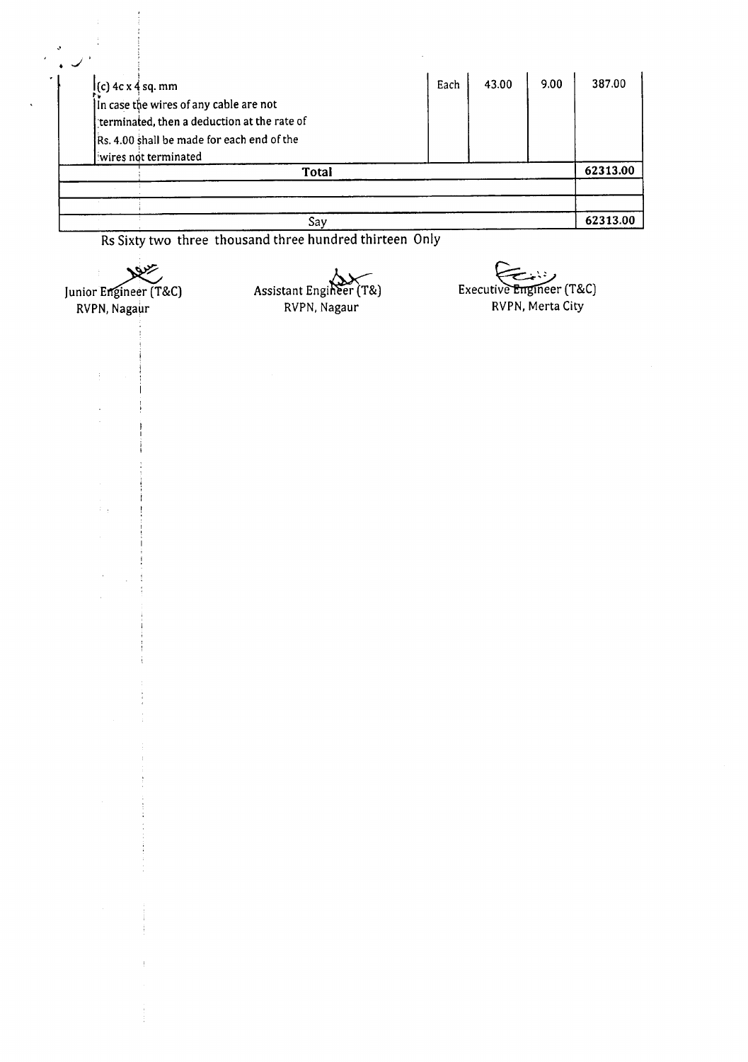| | | | | | |
|---|---|---|---|---|---|
| | (c) 4c x 4 sq. mm<br>In case the wires of any cable are not terminated, then a deduction at the rate of Rs. 4.00 shall be made for each end of the wires not terminated | Each | 43.00 | 9.00 | 387.00 |
| | **Total** | | | | **62313.00** |
| | | | | | |
| | | | | | |
| | Say | | | | **62313.00** |

Rs Sixty two three thousand three hundred thirteen Only

Junior Engineer (T&C)
RVPN, Nagaur

Assistant Engineer (T&)
RVPN, Nagaur

Executive Engineer (T&C)
RVPN, Merta City